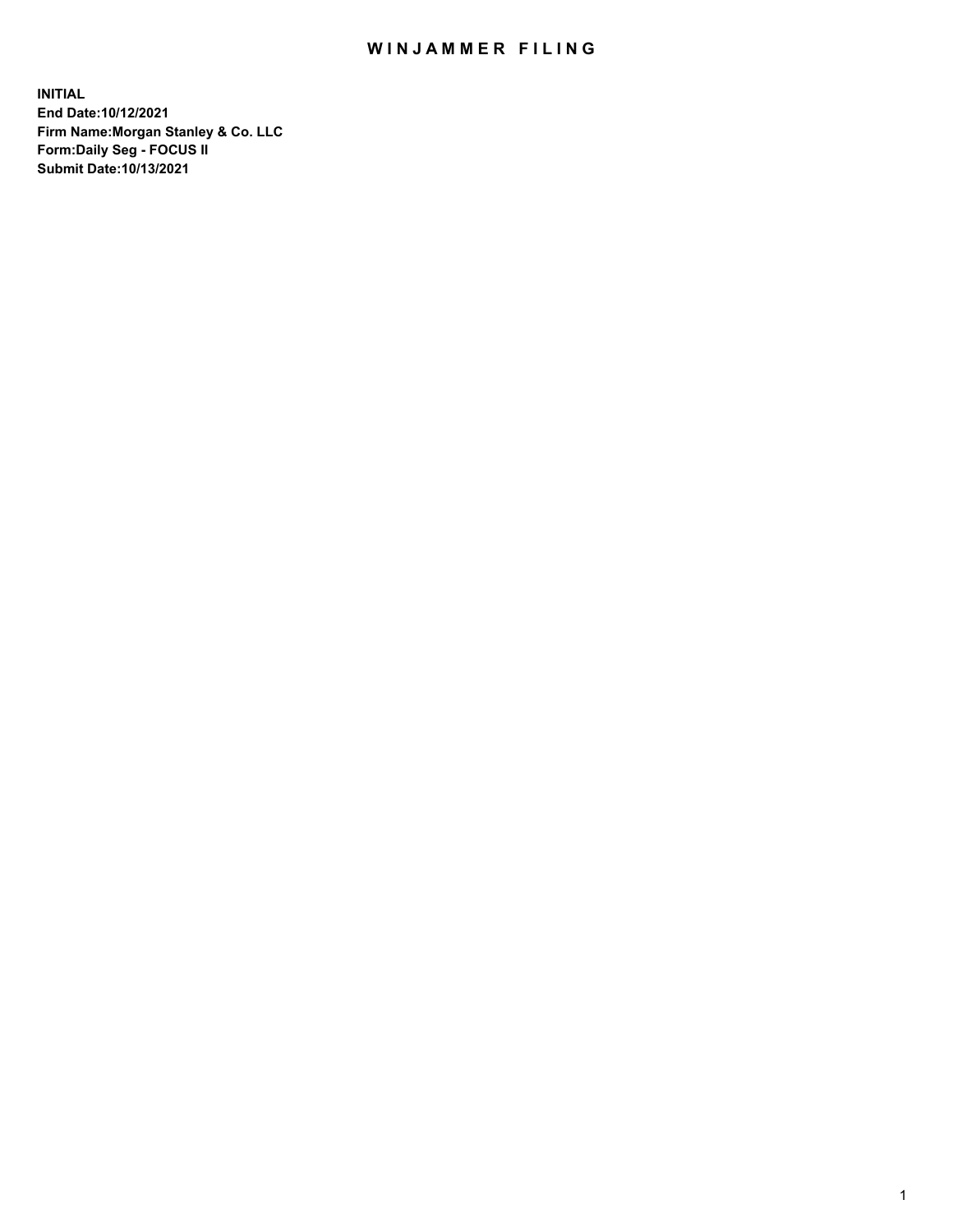# WINJAMMER FILING

**INITIAL**
**End Date:10/12/2021**
**Firm Name:Morgan Stanley & Co. LLC**
**Form:Daily Seg - FOCUS II**
**Submit Date:10/13/2021**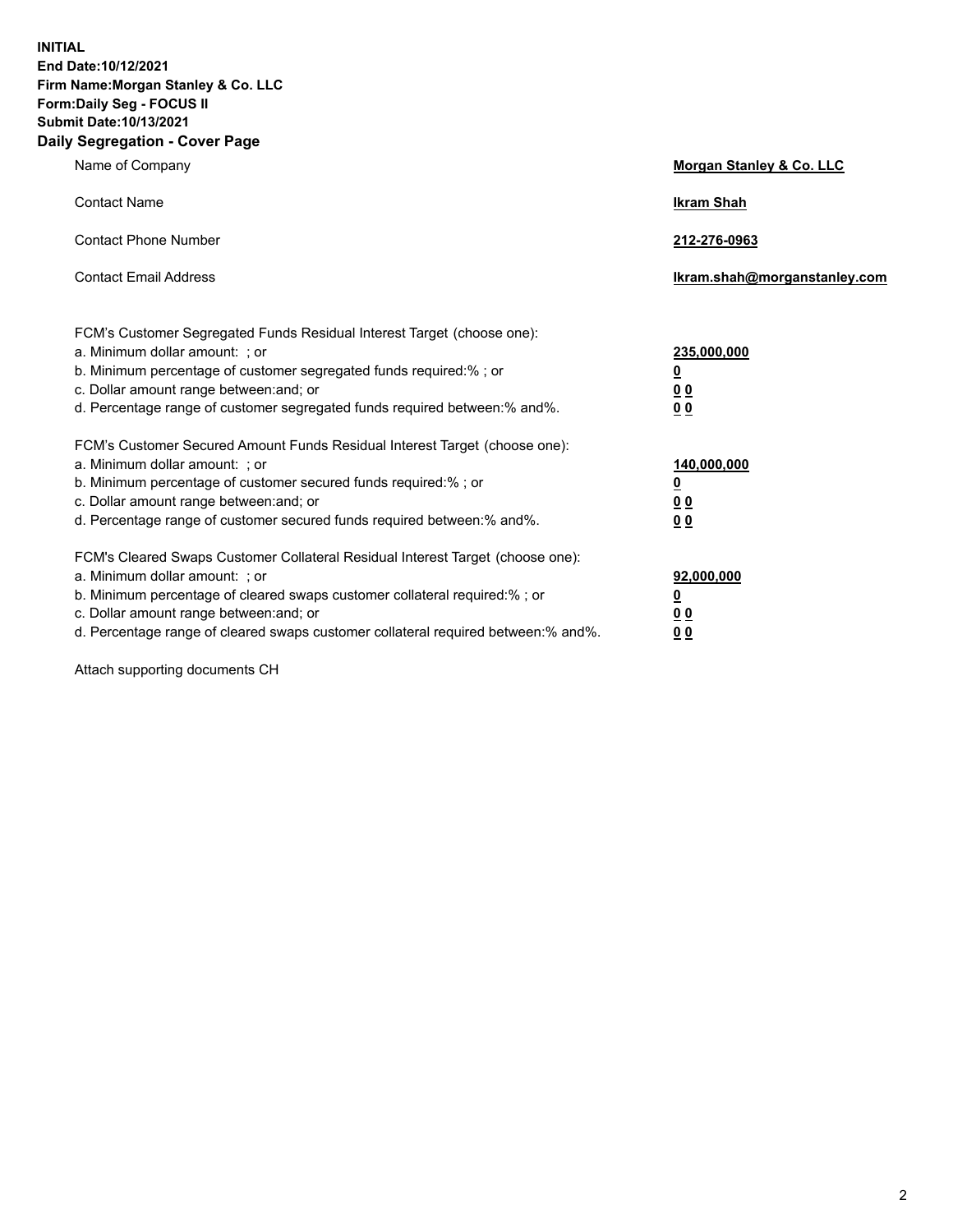**INITIAL**
**End Date:10/12/2021**
**Firm Name:Morgan Stanley & Co. LLC**
**Form:Daily Seg - FOCUS II**
**Submit Date:10/13/2021**

## Daily Segregation - Cover Page

| | |
|---|---|
| Name of Company | **Morgan Stanley & Co. LLC** |
| Contact Name | **Ikram Shah** |
| Contact Phone Number | **212-276-0963** |
| Contact Email Address | **Ikram.shah@morganstanley.com** |

| | |
|---|---|
| FCM's Customer Segregated Funds Residual Interest Target (choose one): | |
| a. Minimum dollar amount: ; or | **235,000,000** |
| b. Minimum percentage of customer segregated funds required:% ; or | **0** |
| c. Dollar amount range between:and; or | **0 0** |
| d. Percentage range of customer segregated funds required between:% and%. | **0 0** |
| FCM's Customer Secured Amount Funds Residual Interest Target (choose one): | |
| a. Minimum dollar amount: ; or | **140,000,000** |
| b. Minimum percentage of customer secured funds required:% ; or | **0** |
| c. Dollar amount range between:and; or | **0 0** |
| d. Percentage range of customer secured funds required between:% and%. | **0 0** |
| FCM's Cleared Swaps Customer Collateral Residual Interest Target (choose one): | |
| a. Minimum dollar amount: ; or | **92,000,000** |
| b. Minimum percentage of cleared swaps customer collateral required:% ; or | **0** |
| c. Dollar amount range between:and; or | **0 0** |
| d. Percentage range of cleared swaps customer collateral required between:% and%. | **0 0** |

Attach supporting documents CH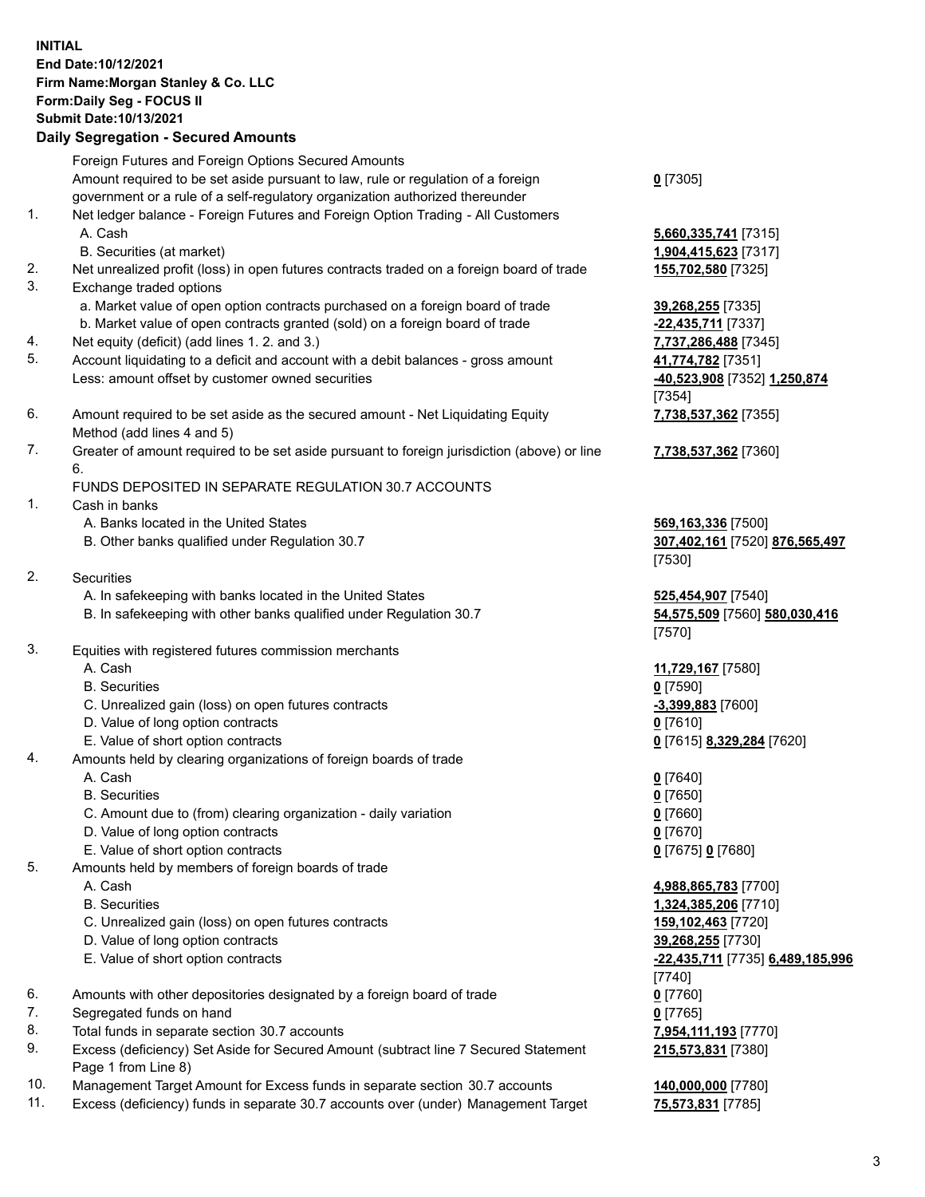**INITIAL**
**End Date:10/12/2021**
**Firm Name:Morgan Stanley & Co. LLC**
**Form:Daily Seg - FOCUS II**
**Submit Date:10/13/2021**

## Daily Segregation - Secured Amounts

| | | |
|---|---|---|
| | Foreign Futures and Foreign Options Secured Amounts | |
| | Amount required to be set aside pursuant to law, rule or regulation of a foreign government or a rule of a self-regulatory organization authorized thereunder | **0** [7305] |
| 1. | Net ledger balance - Foreign Futures and Foreign Option Trading - All Customers | |
| | A. Cash | **5,660,335,741** [7315] |
| | B. Securities (at market) | **1,904,415,623** [7317] |
| 2. | Net unrealized profit (loss) in open futures contracts traded on a foreign board of trade | **155,702,580** [7325] |
| 3. | Exchange traded options | |
| | a. Market value of open option contracts purchased on a foreign board of trade | **39,268,255** [7335] |
| | b. Market value of open contracts granted (sold) on a foreign board of trade | **-22,435,711** [7337] |
| 4. | Net equity (deficit) (add lines 1. 2. and 3.) | **7,737,286,488** [7345] |
| 5. | Account liquidating to a deficit and account with a debit balances - gross amount | **41,774,782** [7351] |
| | Less: amount offset by customer owned securities | **-40,523,908** [7352] **1,250,874** [7354] |
| 6. | Amount required to be set aside as the secured amount - Net Liquidating Equity Method (add lines 4 and 5) | **7,738,537,362** [7355] |
| 7. | Greater of amount required to be set aside pursuant to foreign jurisdiction (above) or line 6. | **7,738,537,362** [7360] |
| | FUNDS DEPOSITED IN SEPARATE REGULATION 30.7 ACCOUNTS | |
| 1. | Cash in banks | |
| | A. Banks located in the United States | **569,163,336** [7500] |
| | B. Other banks qualified under Regulation 30.7 | **307,402,161** [7520] **876,565,497** [7530] |
| 2. | Securities | |
| | A. In safekeeping with banks located in the United States | **525,454,907** [7540] |
| | B. In safekeeping with other banks qualified under Regulation 30.7 | **54,575,509** [7560] **580,030,416** [7570] |
| 3. | Equities with registered futures commission merchants | |
| | A. Cash | **11,729,167** [7580] |
| | B. Securities | **0** [7590] |
| | C. Unrealized gain (loss) on open futures contracts | **-3,399,883** [7600] |
| | D. Value of long option contracts | **0** [7610] |
| | E. Value of short option contracts | **0** [7615] **8,329,284** [7620] |
| 4. | Amounts held by clearing organizations of foreign boards of trade | |
| | A. Cash | **0** [7640] |
| | B. Securities | **0** [7650] |
| | C. Amount due to (from) clearing organization - daily variation | **0** [7660] |
| | D. Value of long option contracts | **0** [7670] |
| | E. Value of short option contracts | **0** [7675] **0** [7680] |
| 5. | Amounts held by members of foreign boards of trade | |
| | A. Cash | **4,988,865,783** [7700] |
| | B. Securities | **1,324,385,206** [7710] |
| | C. Unrealized gain (loss) on open futures contracts | **159,102,463** [7720] |
| | D. Value of long option contracts | **39,268,255** [7730] |
| | E. Value of short option contracts | **-22,435,711** [7735] **6,489,185,996** [7740] |
| 6. | Amounts with other depositories designated by a foreign board of trade | **0** [7760] |
| 7. | Segregated funds on hand | **0** [7765] |
| 8. | Total funds in separate section 30.7 accounts | **7,954,111,193** [7770] |
| 9. | Excess (deficiency) Set Aside for Secured Amount (subtract line 7 Secured Statement Page 1 from Line 8) | **215,573,831** [7380] |
| 10. | Management Target Amount for Excess funds in separate section 30.7 accounts | **140,000,000** [7780] |
| 11. | Excess (deficiency) funds in separate 30.7 accounts over (under) Management Target | **75,573,831** [7785] |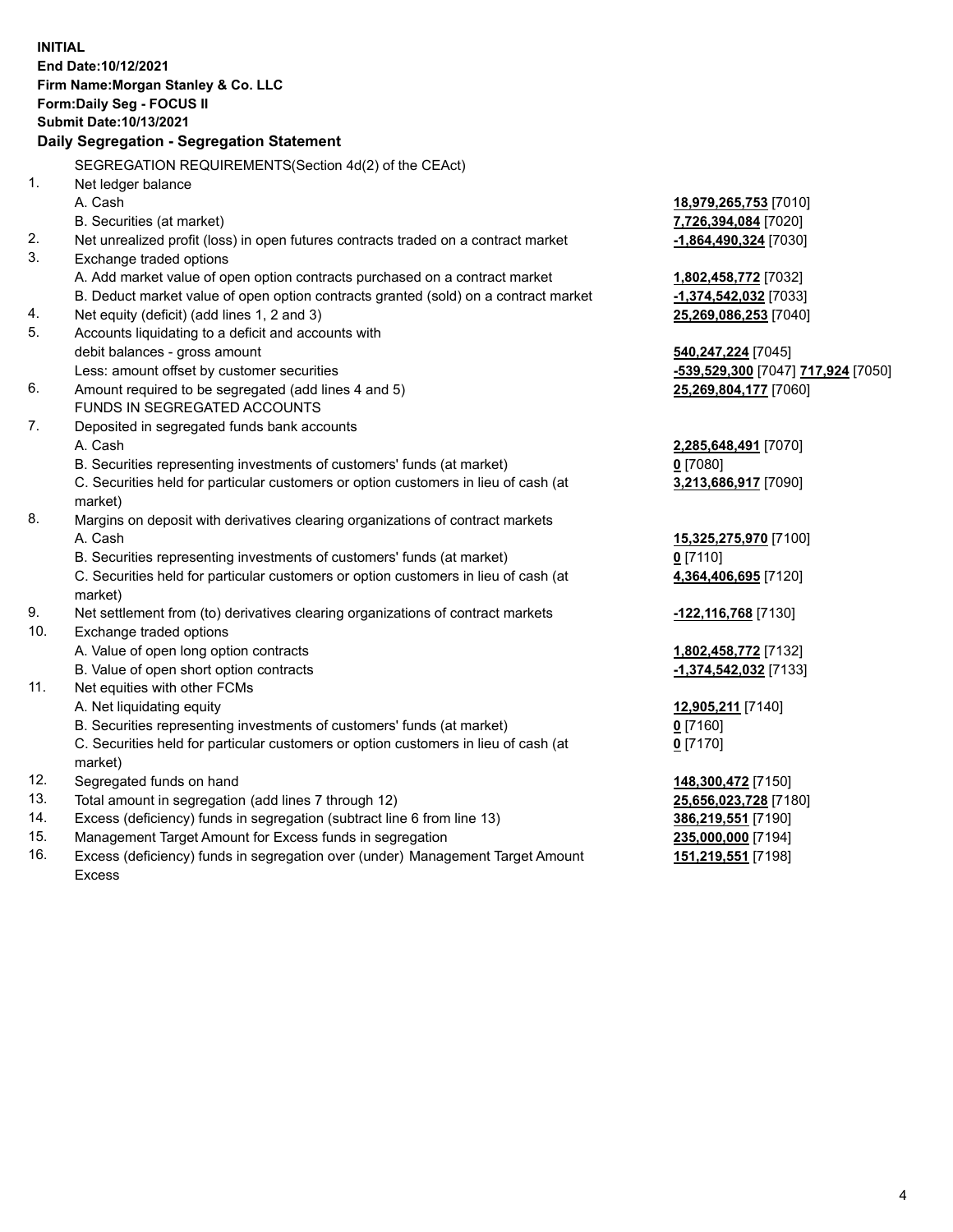**INITIAL**
**End Date:10/12/2021**
**Firm Name:Morgan Stanley & Co. LLC**
**Form:Daily Seg - FOCUS II**
**Submit Date:10/13/2021**

### Daily Segregation - Segregation Statement

SEGREGATION REQUIREMENTS(Section 4d(2) of the CEAct)

| | | |
|---|---|---|
| 1. | Net ledger balance | |
| | A. Cash | **18,979,265,753** [7010] |
| | B. Securities (at market) | **7,726,394,084** [7020] |
| 2. | Net unrealized profit (loss) in open futures contracts traded on a contract market | **-1,864,490,324** [7030] |
| 3. | Exchange traded options | |
| | A. Add market value of open option contracts purchased on a contract market | **1,802,458,772** [7032] |
| | B. Deduct market value of open option contracts granted (sold) on a contract market | **-1,374,542,032** [7033] |
| 4. | Net equity (deficit) (add lines 1, 2 and 3) | **25,269,086,253** [7040] |
| 5. | Accounts liquidating to a deficit and accounts with debit balances - gross amount | **540,247,224** [7045] |
| | Less: amount offset by customer securities | **-539,529,300** [7047] **717,924** [7050] |
| 6. | Amount required to be segregated (add lines 4 and 5) | **25,269,804,177** [7060] |
| | FUNDS IN SEGREGATED ACCOUNTS | |
| 7. | Deposited in segregated funds bank accounts | |
| | A. Cash | **2,285,648,491** [7070] |
| | B. Securities representing investments of customers' funds (at market) | **0** [7080] |
| | C. Securities held for particular customers or option customers in lieu of cash (at market) | **3,213,686,917** [7090] |
| 8. | Margins on deposit with derivatives clearing organizations of contract markets | |
| | A. Cash | **15,325,275,970** [7100] |
| | B. Securities representing investments of customers' funds (at market) | **0** [7110] |
| | C. Securities held for particular customers or option customers in lieu of cash (at market) | **4,364,406,695** [7120] |
| 9. | Net settlement from (to) derivatives clearing organizations of contract markets | **-122,116,768** [7130] |
| 10. | Exchange traded options | |
| | A. Value of open long option contracts | **1,802,458,772** [7132] |
| | B. Value of open short option contracts | **-1,374,542,032** [7133] |
| 11. | Net equities with other FCMs | |
| | A. Net liquidating equity | **12,905,211** [7140] |
| | B. Securities representing investments of customers' funds (at market) | **0** [7160] |
| | C. Securities held for particular customers or option customers in lieu of cash (at market) | **0** [7170] |
| 12. | Segregated funds on hand | **148,300,472** [7150] |
| 13. | Total amount in segregation (add lines 7 through 12) | **25,656,023,728** [7180] |
| 14. | Excess (deficiency) funds in segregation (subtract line 6 from line 13) | **386,219,551** [7190] |
| 15. | Management Target Amount for Excess funds in segregation | **235,000,000** [7194] |
| 16. | Excess (deficiency) funds in segregation over (under) Management Target Amount Excess | **151,219,551** [7198] |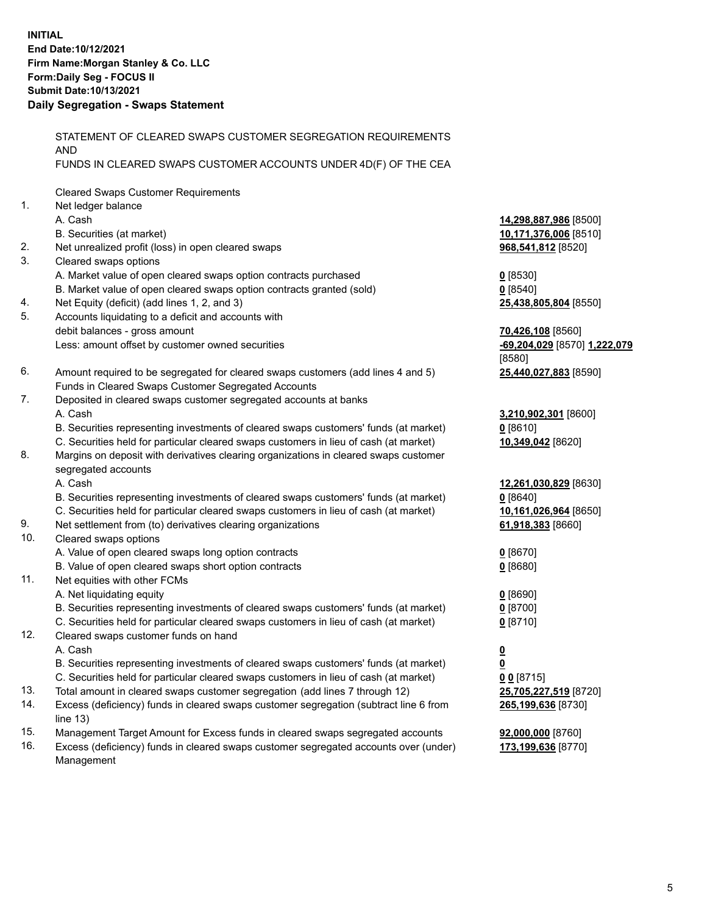**INITIAL**
**End Date:10/12/2021**
**Firm Name:Morgan Stanley & Co. LLC**
**Form:Daily Seg - FOCUS II**
**Submit Date:10/13/2021**
**Daily Segregation - Swaps Statement**

STATEMENT OF CLEARED SWAPS CUSTOMER SEGREGATION REQUIREMENTS AND FUNDS IN CLEARED SWAPS CUSTOMER ACCOUNTS UNDER 4D(F) OF THE CEA

| | | |
|---|---|---|
| | Cleared Swaps Customer Requirements | |
| 1. | Net ledger balance | |
| | A. Cash | **14,298,887,986** [8500] |
| | B. Securities (at market) | **10,171,376,006** [8510] |
| 2. | Net unrealized profit (loss) in open cleared swaps | **968,541,812** [8520] |
| 3. | Cleared swaps options | |
| | A. Market value of open cleared swaps option contracts purchased | **0** [8530] |
| | B. Market value of open cleared swaps option contracts granted (sold) | **0** [8540] |
| 4. | Net Equity (deficit) (add lines 1, 2, and 3) | **25,438,805,804** [8550] |
| 5. | Accounts liquidating to a deficit and accounts with debit balances - gross amount | **70,426,108** [8560] |
| | Less: amount offset by customer owned securities | **-69,204,029** [8570] **1,222,079** [8580] |
| 6. | Amount required to be segregated for cleared swaps customers (add lines 4 and 5) | **25,440,027,883** [8590] |
| | Funds in Cleared Swaps Customer Segregated Accounts | |
| 7. | Deposited in cleared swaps customer segregated accounts at banks | |
| | A. Cash | **3,210,902,301** [8600] |
| | B. Securities representing investments of cleared swaps customers' funds (at market) | **0** [8610] |
| | C. Securities held for particular cleared swaps customers in lieu of cash (at market) | **10,349,042** [8620] |
| 8. | Margins on deposit with derivatives clearing organizations in cleared swaps customer segregated accounts | |
| | A. Cash | **12,261,030,829** [8630] |
| | B. Securities representing investments of cleared swaps customers' funds (at market) | **0** [8640] |
| | C. Securities held for particular cleared swaps customers in lieu of cash (at market) | **10,161,026,964** [8650] |
| 9. | Net settlement from (to) derivatives clearing organizations | **61,918,383** [8660] |
| 10. | Cleared swaps options | |
| | A. Value of open cleared swaps long option contracts | **0** [8670] |
| | B. Value of open cleared swaps short option contracts | **0** [8680] |
| 11. | Net equities with other FCMs | |
| | A. Net liquidating equity | **0** [8690] |
| | B. Securities representing investments of cleared swaps customers' funds (at market) | **0** [8700] |
| | C. Securities held for particular cleared swaps customers in lieu of cash (at market) | **0** [8710] |
| 12. | Cleared swaps customer funds on hand | |
| | A. Cash | **0** |
| | B. Securities representing investments of cleared swaps customers' funds (at market) | **0** |
| | C. Securities held for particular cleared swaps customers in lieu of cash (at market) | **0** **0** [8715] |
| 13. | Total amount in cleared swaps customer segregation (add lines 7 through 12) | **25,705,227,519** [8720] |
| 14. | Excess (deficiency) funds in cleared swaps customer segregation (subtract line 6 from line 13) | **265,199,636** [8730] |
| 15. | Management Target Amount for Excess funds in cleared swaps segregated accounts | **92,000,000** [8760] |
| 16. | Excess (deficiency) funds in cleared swaps customer segregated accounts over (under) Management | **173,199,636** [8770] |